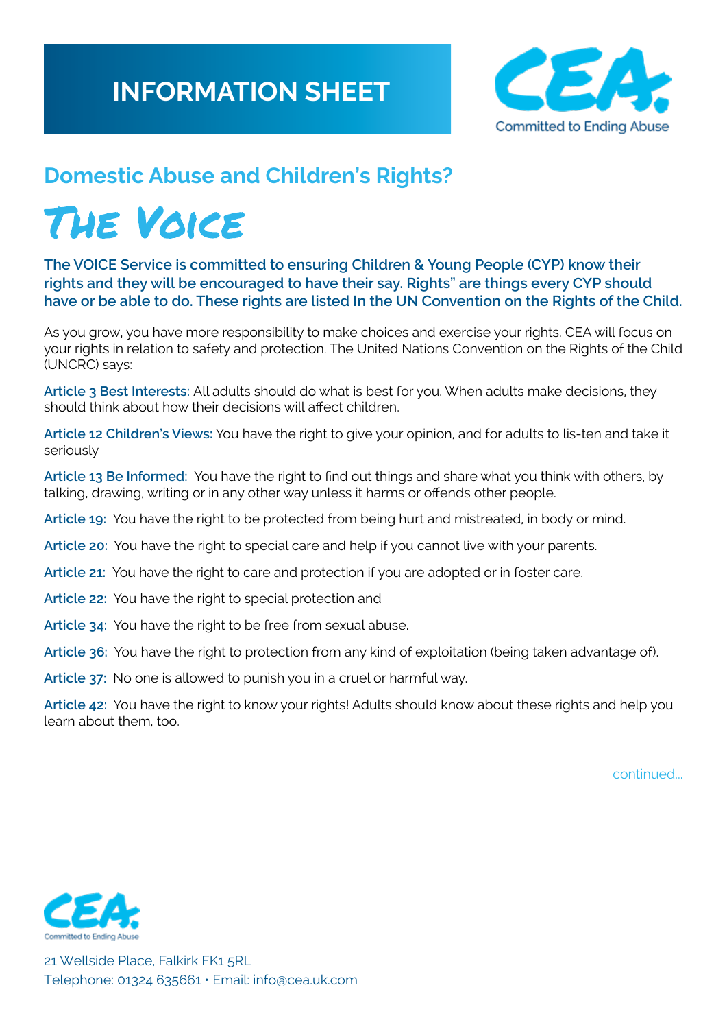# INFORMATION SHEET

CEA.
Committed to Ending Abuse

## Domestic Abuse and Children's Rights?

# The Voice

**The VOICE Service is committed to ensuring Children & Young People (CYP) know their rights and they will be encouraged to have their say. Rights" are things every CYP should have or be able to do. These rights are listed In the UN Convention on the Rights of the Child.**

As you grow, you have more responsibility to make choices and exercise your rights. CEA will focus on your rights in relation to safety and protection. The United Nations Convention on the Rights of the Child (UNCRC) says:

**Article 3 Best Interests:** All adults should do what is best for you. When adults make decisions, they should think about how their decisions will affect children.

**Article 12 Children's Views:** You have the right to give your opinion, and for adults to lis-ten and take it seriously

**Article 13 Be Informed:** You have the right to find out things and share what you think with others, by talking, drawing, writing or in any other way unless it harms or offends other people.

**Article 19:** You have the right to be protected from being hurt and mistreated, in body or mind.

**Article 20:** You have the right to special care and help if you cannot live with your parents.

**Article 21:** You have the right to care and protection if you are adopted or in foster care.

**Article 22:** You have the right to special protection and

**Article 34:** You have the right to be free from sexual abuse.

**Article 36:** You have the right to protection from any kind of exploitation (being taken advantage of).

**Article 37:** No one is allowed to punish you in a cruel or harmful way.

**Article 42:** You have the right to know your rights! Adults should know about these rights and help you learn about them, too.

continued...

CEA.
Committed to Ending Abuse

21 Wellside Place, Falkirk FK1 5RL
Telephone: 01324 635661 • Email: info@cea.uk.com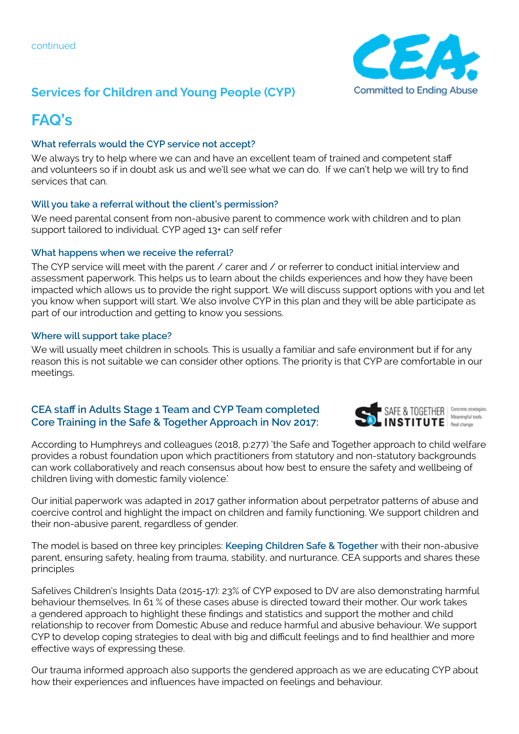continued

## Services for Children and Young People (CYP)

# FAQ’s

### What referrals would the CYP service not accept?

We always try to help where we can and have an excellent team of trained and competent staff and volunteers so if in doubt ask us and we’ll see what we can do. If we can’t help we will try to find services that can.

### Will you take a referral without the client’s permission?

We need parental consent from non-abusive parent to commence work with children and to plan support tailored to individual. CYP aged 13+ can self refer

### What happens when we receive the referral?

The CYP service will meet with the parent / carer and / or referrer to conduct initial interview and assessment paperwork. This helps us to learn about the childs experiences and how they have been impacted which allows us to provide the right support. We will discuss support options with you and let you know when support will start. We also involve CYP in this plan and they will be able participate as part of our introduction and getting to know you sessions.

### Where will support take place?

We will usually meet children in schools. This is usually a familiar and safe environment but if for any reason this is not suitable we can consider other options. The priority is that CYP are comfortable in our meetings.

### CEA staff in Adults Stage 1 Team and CYP Team completed Core Training in the Safe & Together Approach in Nov 2017:

According to Humphreys and colleagues (2018, p:277) ‘the Safe and Together approach to child welfare provides a robust foundation upon which practitioners from statutory and non-statutory backgrounds can work collaboratively and reach consensus about how best to ensure the safety and wellbeing of children living with domestic family violence.’

Our initial paperwork was adapted in 2017 gather information about perpetrator patterns of abuse and coercive control and highlight the impact on children and family functioning. We support children and their non-abusive parent, regardless of gender.

The model is based on three key principles: Keeping Children Safe & Together with their non-abusive parent, ensuring safety, healing from trauma, stability, and nurturance. CEA supports and shares these principles

Safelives Children’s Insights Data (2015-17): 23% of CYP exposed to DV are also demonstrating harmful behaviour themselves. In 61 % of these cases abuse is directed toward their mother. Our work takes a gendered approach to highlight these findings and statistics and support the mother and child relationship to recover from Domestic Abuse and reduce harmful and abusive behaviour. We support CYP to develop coping strategies to deal with big and difficult feelings and to find healthier and more effective ways of expressing these.

Our trauma informed approach also supports the gendered approach as we are educating CYP about how their experiences and influences have impacted on feelings and behaviour.